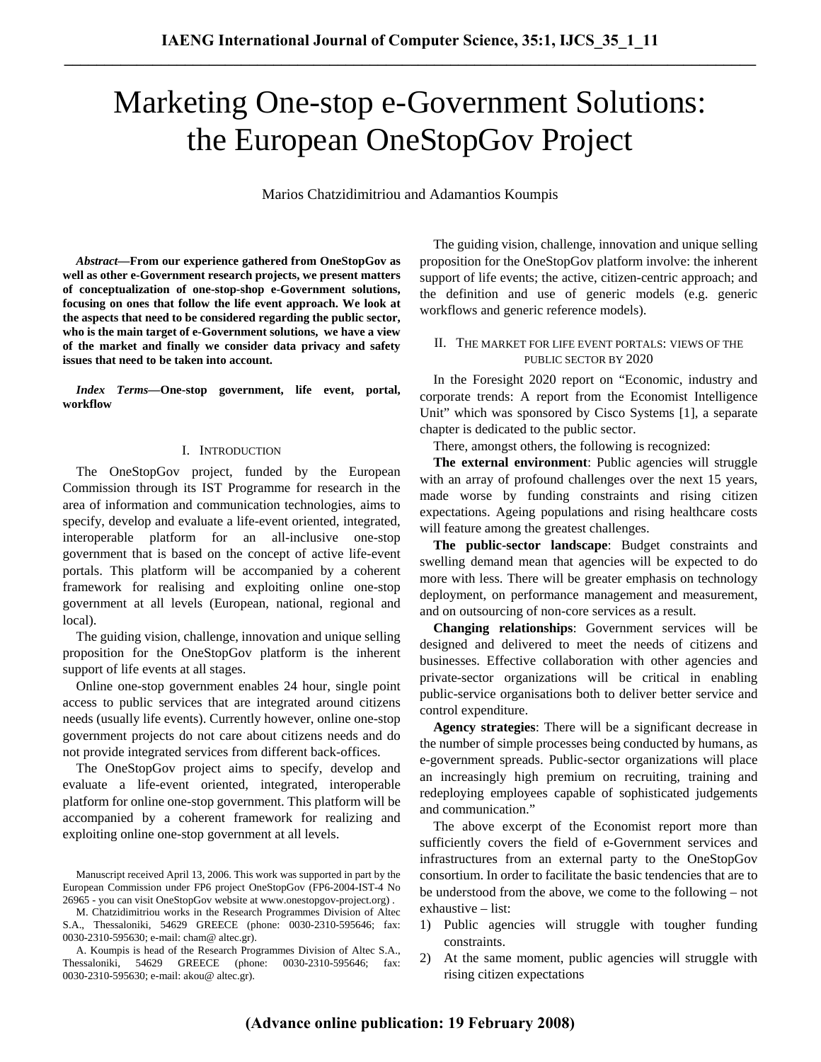# Marketing One-stop e-Government Solutions: the European OneStopGov Project

Marios Chatzidimitriou and Adamantios Koumpis

***Abstract*—From our experience gathered from OneStopGov as well as other e-Government research projects, we present matters of conceptualization of one-stop-shop e-Government solutions, focusing on ones that follow the life event approach. We look at the aspects that need to be considered regarding the public sector, who is the main target of e-Government solutions, we have a view of the market and finally we consider data privacy and safety issues that need to be taken into account.**

***Index Terms*—One-stop government, life event, portal, workflow**

## I. Introduction

The OneStopGov project, funded by the European Commission through its IST Programme for research in the area of information and communication technologies, aims to specify, develop and evaluate a life-event oriented, integrated, interoperable platform for an all-inclusive one-stop government that is based on the concept of active life-event portals. This platform will be accompanied by a coherent framework for realising and exploiting online one-stop government at all levels (European, national, regional and local).

The guiding vision, challenge, innovation and unique selling proposition for the OneStopGov platform is the inherent support of life events at all stages.

Online one-stop government enables 24 hour, single point access to public services that are integrated around citizens needs (usually life events). Currently however, online one-stop government projects do not care about citizens needs and do not provide integrated services from different back-offices.

The OneStopGov project aims to specify, develop and evaluate a life-event oriented, integrated, interoperable platform for online one-stop government. This platform will be accompanied by a coherent framework for realizing and exploiting online one-stop government at all levels.

Manuscript received April 13, 2006. This work was supported in part by the European Commission under FP6 project OneStopGov (FP6-2004-IST-4 No 26965 - you can visit OneStopGov website at www.onestopgov-project.org) .

M. Chatzidimitriou works in the Research Programmes Division of Altec S.A., Thessaloniki, 54629 GREECE (phone: 0030-2310-595646; fax: 0030-2310-595630; e-mail: cham@ altec.gr).

A. Koumpis is head of the Research Programmes Division of Altec S.A., Thessaloniki, 54629 GREECE (phone: 0030-2310-595646; fax: 0030-2310-595630; e-mail: akou@ altec.gr).

The guiding vision, challenge, innovation and unique selling proposition for the OneStopGov platform involve: the inherent support of life events; the active, citizen-centric approach; and the definition and use of generic models (e.g. generic workflows and generic reference models).

## II. The market for life event portals: views of the public sector by 2020

In the Foresight 2020 report on "Economic, industry and corporate trends: A report from the Economist Intelligence Unit" which was sponsored by Cisco Systems [1], a separate chapter is dedicated to the public sector.

There, amongst others, the following is recognized:

**The external environment**: Public agencies will struggle with an array of profound challenges over the next 15 years, made worse by funding constraints and rising citizen expectations. Ageing populations and rising healthcare costs will feature among the greatest challenges.

**The public-sector landscape**: Budget constraints and swelling demand mean that agencies will be expected to do more with less. There will be greater emphasis on technology deployment, on performance management and measurement, and on outsourcing of non-core services as a result.

**Changing relationships**: Government services will be designed and delivered to meet the needs of citizens and businesses. Effective collaboration with other agencies and private-sector organizations will be critical in enabling public-service organisations both to deliver better service and control expenditure.

**Agency strategies**: There will be a significant decrease in the number of simple processes being conducted by humans, as e-government spreads. Public-sector organizations will place an increasingly high premium on recruiting, training and redeploying employees capable of sophisticated judgements and communication."

The above excerpt of the Economist report more than sufficiently covers the field of e-Government services and infrastructures from an external party to the OneStopGov consortium. In order to facilitate the basic tendencies that are to be understood from the above, we come to the following – not exhaustive – list:

1) Public agencies will struggle with tougher funding constraints.
2) At the same moment, public agencies will struggle with rising citizen expectations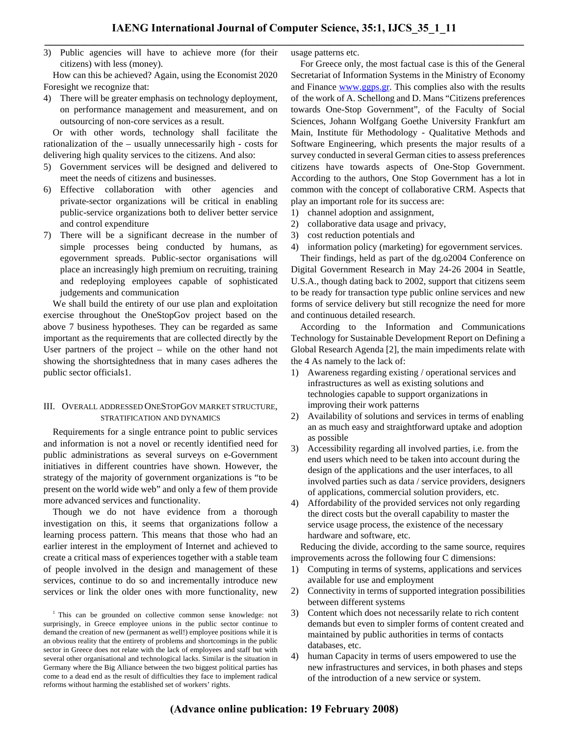3) Public agencies will have to achieve more (for their citizens) with less (money).

How can this be achieved? Again, using the Economist 2020 Foresight we recognize that:

4) There will be greater emphasis on technology deployment, on performance management and measurement, and on outsourcing of non-core services as a result.

Or with other words, technology shall facilitate the rationalization of the – usually unnecessarily high - costs for delivering high quality services to the citizens. And also:

5) Government services will be designed and delivered to meet the needs of citizens and businesses.
6) Effective collaboration with other agencies and private-sector organizations will be critical in enabling public-service organizations both to deliver better service and control expenditure
7) There will be a significant decrease in the number of simple processes being conducted by humans, as egovernment spreads. Public-sector organisations will place an increasingly high premium on recruiting, training and redeploying employees capable of sophisticated judgements and communication

We shall build the entirety of our use plan and exploitation exercise throughout the OneStopGov project based on the above 7 business hypotheses. They can be regarded as same important as the requirements that are collected directly by the User partners of the project – while on the other hand not showing the shortsightedness that in many cases adheres the public sector officials[1].

## III. Overall addressed OneStopGov market structure, stratification and dynamics

Requirements for a single entrance point to public services and information is not a novel or recently identified need for public administrations as several surveys on e-Government initiatives in different countries have shown. However, the strategy of the majority of government organizations is "to be present on the world wide web" and only a few of them provide more advanced services and functionality.

Though we do not have evidence from a thorough investigation on this, it seems that organizations follow a learning process pattern. This means that those who had an earlier interest in the employment of Internet and achieved to create a critical mass of experiences together with a stable team of people involved in the design and management of these services, continue to do so and incrementally introduce new services or link the older ones with more functionality, new usage patterns etc.

For Greece only, the most factual case is this of the General Secretariat of Information Systems in the Ministry of Economy and Finance www.ggps.gr. This complies also with the results of the work of A. Schellong and D. Mans "Citizens preferences towards One-Stop Government", of the Faculty of Social Sciences, Johann Wolfgang Goethe University Frankfurt am Main, Institute für Methodology - Qualitative Methods and Software Engineering, which presents the major results of a survey conducted in several German cities to assess preferences citizens have towards aspects of One-Stop Government. According to the authors, One Stop Government has a lot in common with the concept of collaborative CRM. Aspects that play an important role for its success are:

1) channel adoption and assignment,
2) collaborative data usage and privacy,
3) cost reduction potentials and
4) information policy (marketing) for egovernment services.

Their findings, held as part of the dg.o2004 Conference on Digital Government Research in May 24-26 2004 in Seattle, U.S.A., though dating back to 2002, support that citizens seem to be ready for transaction type public online services and new forms of service delivery but still recognize the need for more and continuous detailed research.

According to the Information and Communications Technology for Sustainable Development Report on Defining a Global Research Agenda [2], the main impediments relate with the 4 As namely to the lack of:

1) Awareness regarding existing / operational services and infrastructures as well as existing solutions and technologies capable to support organizations in improving their work patterns
2) Availability of solutions and services in terms of enabling an as much easy and straightforward uptake and adoption as possible
3) Accessibility regarding all involved parties, i.e. from the end users which need to be taken into account during the design of the applications and the user interfaces, to all involved parties such as data / service providers, designers of applications, commercial solution providers, etc.
4) Affordability of the provided services not only regarding the direct costs but the overall capability to master the service usage process, the existence of the necessary hardware and software, etc.

Reducing the divide, according to the same source, requires improvements across the following four C dimensions:

1) Computing in terms of systems, applications and services available for use and employment
2) Connectivity in terms of supported integration possibilities between different systems
3) Content which does not necessarily relate to rich content demands but even to simpler forms of content created and maintained by public authorities in terms of contacts databases, etc.
4) human Capacity in terms of users empowered to use the new infrastructures and services, in both phases and steps of the introduction of a new service or system.

[1] This can be grounded on collective common sense knowledge: not surprisingly, in Greece employee unions in the public sector continue to demand the creation of new (permanent as well!) employee positions while it is an obvious reality that the entirety of problems and shortcomings in the public sector in Greece does not relate with the lack of employees and staff but with several other organisational and technological lacks. Similar is the situation in Germany where the Big Alliance between the two biggest political parties has come to a dead end as the result of difficulties they face to implement radical reforms without harming the established set of workers' rights.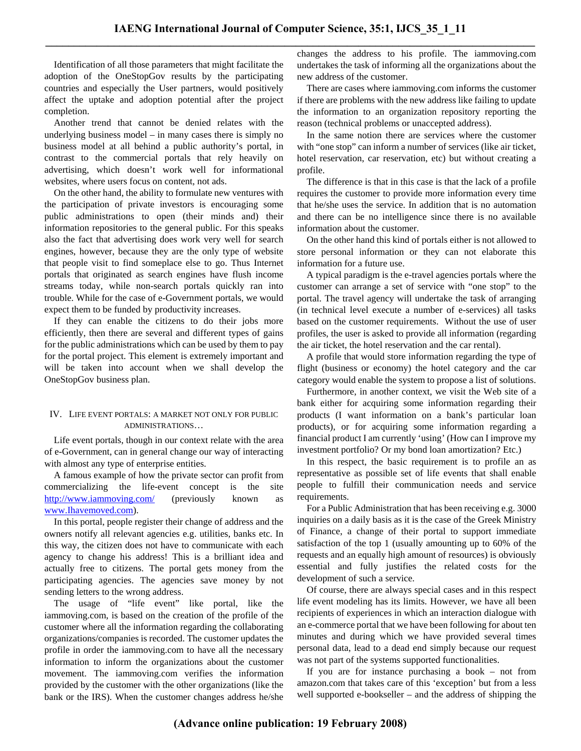Identification of all those parameters that might facilitate the adoption of the OneStopGov results by the participating countries and especially the User partners, would positively affect the uptake and adoption potential after the project completion.

Another trend that cannot be denied relates with the underlying business model – in many cases there is simply no business model at all behind a public authority's portal, in contrast to the commercial portals that rely heavily on advertising, which doesn't work well for informational websites, where users focus on content, not ads.

On the other hand, the ability to formulate new ventures with the participation of private investors is encouraging some public administrations to open (their minds and) their information repositories to the general public. For this speaks also the fact that advertising does work very well for search engines, however, because they are the only type of website that people visit to find someplace else to go. Thus Internet portals that originated as search engines have flush income streams today, while non-search portals quickly ran into trouble. While for the case of e-Government portals, we would expect them to be funded by productivity increases.

If they can enable the citizens to do their jobs more efficiently, then there are several and different types of gains for the public administrations which can be used by them to pay for the portal project. This element is extremely important and will be taken into account when we shall develop the OneStopGov business plan.

## IV. Life event portals: a market not only for public administrations…

Life event portals, though in our context relate with the area of e-Government, can in general change our way of interacting with almost any type of enterprise entities.

A famous example of how the private sector can profit from commercializing the life-event concept is the site http://www.iammoving.com/ (previously known as www.Ihavemoved.com).

In this portal, people register their change of address and the owners notify all relevant agencies e.g. utilities, banks etc. In this way, the citizen does not have to communicate with each agency to change his address! This is a brilliant idea and actually free to citizens. The portal gets money from the participating agencies. The agencies save money by not sending letters to the wrong address.

The usage of "life event" like portal, like the iammoving.com, is based on the creation of the profile of the customer where all the information regarding the collaborating organizations/companies is recorded. The customer updates the profile in order the iammoving.com to have all the necessary information to inform the organizations about the customer movement. The iammoving.com verifies the information provided by the customer with the other organizations (like the bank or the IRS). When the customer changes address he/she changes the address to his profile. The iammoving.com undertakes the task of informing all the organizations about the new address of the customer.

There are cases where iammoving.com informs the customer if there are problems with the new address like failing to update the information to an organization repository reporting the reason (technical problems or unaccepted address).

In the same notion there are services where the customer with "one stop" can inform a number of services (like air ticket, hotel reservation, car reservation, etc) but without creating a profile.

The difference is that in this case is that the lack of a profile requires the customer to provide more information every time that he/she uses the service. In addition that is no automation and there can be no intelligence since there is no available information about the customer.

On the other hand this kind of portals either is not allowed to store personal information or they can not elaborate this information for a future use.

A typical paradigm is the e-travel agencies portals where the customer can arrange a set of service with "one stop" to the portal. The travel agency will undertake the task of arranging (in technical level execute a number of e-services) all tasks based on the customer requirements. Without the use of user profiles, the user is asked to provide all information (regarding the air ticket, the hotel reservation and the car rental).

A profile that would store information regarding the type of flight (business or economy) the hotel category and the car category would enable the system to propose a list of solutions.

Furthermore, in another context, we visit the Web site of a bank either for acquiring some information regarding their products (I want information on a bank's particular loan products), or for acquiring some information regarding a financial product I am currently 'using' (How can I improve my investment portfolio? Or my bond loan amortization? Etc.)

In this respect, the basic requirement is to profile an as representative as possible set of life events that shall enable people to fulfill their communication needs and service requirements.

For a Public Administration that has been receiving e.g. 3000 inquiries on a daily basis as it is the case of the Greek Ministry of Finance, a change of their portal to support immediate satisfaction of the top 1 (usually amounting up to 60% of the requests and an equally high amount of resources) is obviously essential and fully justifies the related costs for the development of such a service.

Of course, there are always special cases and in this respect life event modeling has its limits. However, we have all been recipients of experiences in which an interaction dialogue with an e-commerce portal that we have been following for about ten minutes and during which we have provided several times personal data, lead to a dead end simply because our request was not part of the systems supported functionalities.

If you are for instance purchasing a book – not from amazon.com that takes care of this 'exception' but from a less well supported e-bookseller – and the address of shipping the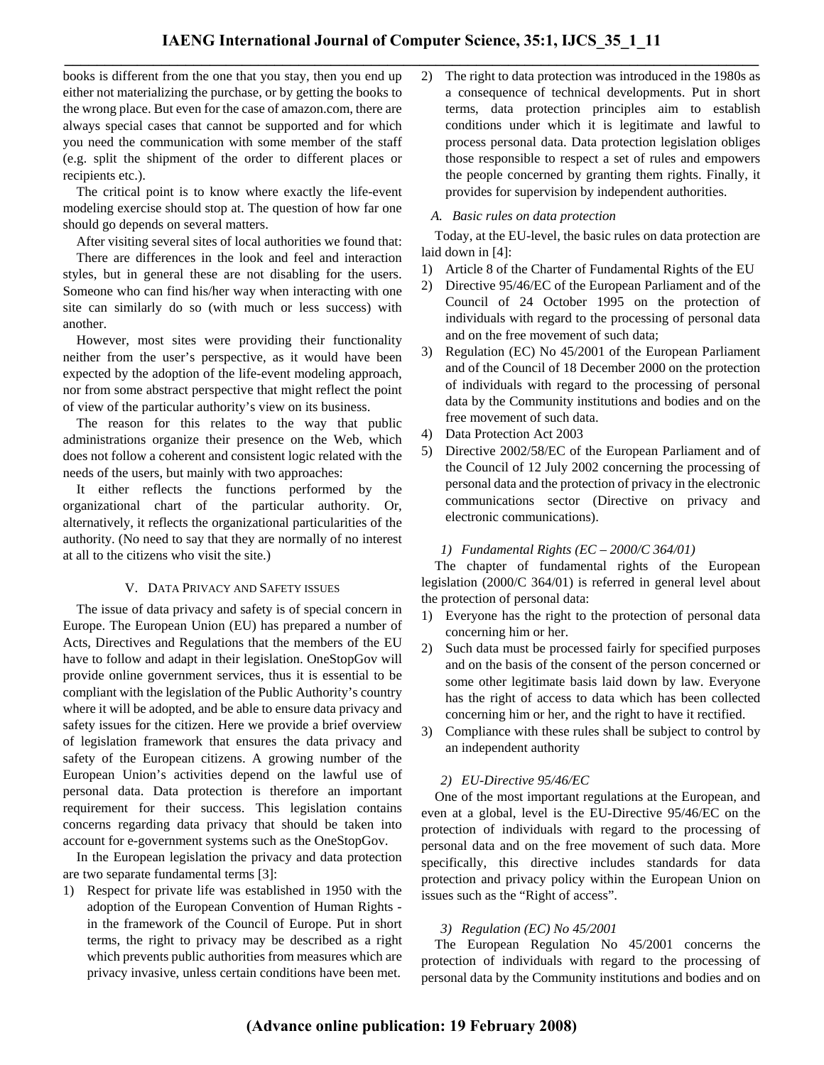books is different from the one that you stay, then you end up either not materializing the purchase, or by getting the books to the wrong place. But even for the case of amazon.com, there are always special cases that cannot be supported and for which you need the communication with some member of the staff (e.g. split the shipment of the order to different places or recipients etc.).

The critical point is to know where exactly the life-event modeling exercise should stop at. The question of how far one should go depends on several matters.

After visiting several sites of local authorities we found that:

There are differences in the look and feel and interaction styles, but in general these are not disabling for the users. Someone who can find his/her way when interacting with one site can similarly do so (with much or less success) with another.

However, most sites were providing their functionality neither from the user's perspective, as it would have been expected by the adoption of the life-event modeling approach, nor from some abstract perspective that might reflect the point of view of the particular authority's view on its business.

The reason for this relates to the way that public administrations organize their presence on the Web, which does not follow a coherent and consistent logic related with the needs of the users, but mainly with two approaches:

It either reflects the functions performed by the organizational chart of the particular authority. Or, alternatively, it reflects the organizational particularities of the authority. (No need to say that they are normally of no interest at all to the citizens who visit the site.)

## V. Data Privacy and Safety issues

The issue of data privacy and safety is of special concern in Europe. The European Union (EU) has prepared a number of Acts, Directives and Regulations that the members of the EU have to follow and adapt in their legislation. OneStopGov will provide online government services, thus it is essential to be compliant with the legislation of the Public Authority's country where it will be adopted, and be able to ensure data privacy and safety issues for the citizen. Here we provide a brief overview of legislation framework that ensures the data privacy and safety of the European citizens. A growing number of the European Union's activities depend on the lawful use of personal data. Data protection is therefore an important requirement for their success. This legislation contains concerns regarding data privacy that should be taken into account for e-government systems such as the OneStopGov.

In the European legislation the privacy and data protection are two separate fundamental terms [3]:

1) Respect for private life was established in 1950 with the adoption of the European Convention of Human Rights - in the framework of the Council of Europe. Put in short terms, the right to privacy may be described as a right which prevents public authorities from measures which are privacy invasive, unless certain conditions have been met.
2) The right to data protection was introduced in the 1980s as a consequence of technical developments. Put in short terms, data protection principles aim to establish conditions under which it is legitimate and lawful to process personal data. Data protection legislation obliges those responsible to respect a set of rules and empowers the people concerned by granting them rights. Finally, it provides for supervision by independent authorities.

### A. Basic rules on data protection

Today, at the EU-level, the basic rules on data protection are laid down in [4]:

1) Article 8 of the Charter of Fundamental Rights of the EU
2) Directive 95/46/EC of the European Parliament and of the Council of 24 October 1995 on the protection of individuals with regard to the processing of personal data and on the free movement of such data;
3) Regulation (EC) No 45/2001 of the European Parliament and of the Council of 18 December 2000 on the protection of individuals with regard to the processing of personal data by the Community institutions and bodies and on the free movement of such data.
4) Data Protection Act 2003
5) Directive 2002/58/EC of the European Parliament and of the Council of 12 July 2002 concerning the processing of personal data and the protection of privacy in the electronic communications sector (Directive on privacy and electronic communications).

#### 1) Fundamental Rights (EC – 2000/C 364/01)

The chapter of fundamental rights of the European legislation (2000/C 364/01) is referred in general level about the protection of personal data:

1) Everyone has the right to the protection of personal data concerning him or her.
2) Such data must be processed fairly for specified purposes and on the basis of the consent of the person concerned or some other legitimate basis laid down by law. Everyone has the right of access to data which has been collected concerning him or her, and the right to have it rectified.
3) Compliance with these rules shall be subject to control by an independent authority

#### 2) EU-Directive 95/46/EC

One of the most important regulations at the European, and even at a global, level is the EU-Directive 95/46/EC on the protection of individuals with regard to the processing of personal data and on the free movement of such data. More specifically, this directive includes standards for data protection and privacy policy within the European Union on issues such as the "Right of access".

#### 3) Regulation (EC) No 45/2001

The European Regulation No 45/2001 concerns the protection of individuals with regard to the processing of personal data by the Community institutions and bodies and on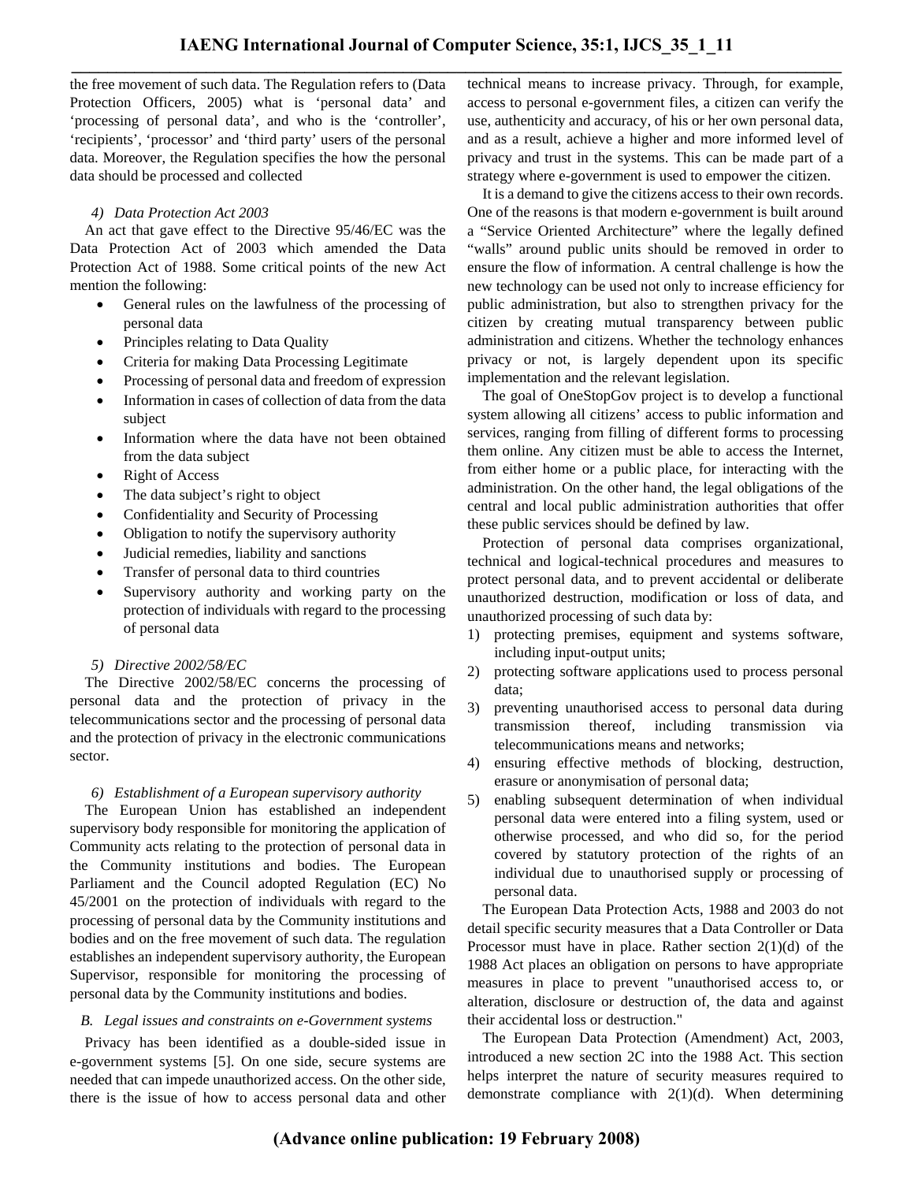the free movement of such data. The Regulation refers to (Data Protection Officers, 2005) what is 'personal data' and 'processing of personal data', and who is the 'controller', 'recipients', 'processor' and 'third party' users of the personal data. Moreover, the Regulation specifies the how the personal data should be processed and collected

#### 4) Data Protection Act 2003

An act that gave effect to the Directive 95/46/EC was the Data Protection Act of 2003 which amended the Data Protection Act of 1988. Some critical points of the new Act mention the following:

- General rules on the lawfulness of the processing of personal data
- Principles relating to Data Quality
- Criteria for making Data Processing Legitimate
- Processing of personal data and freedom of expression
- Information in cases of collection of data from the data subject
- Information where the data have not been obtained from the data subject
- Right of Access
- The data subject's right to object
- Confidentiality and Security of Processing
- Obligation to notify the supervisory authority
- Judicial remedies, liability and sanctions
- Transfer of personal data to third countries
- Supervisory authority and working party on the protection of individuals with regard to the processing of personal data

#### 5) Directive 2002/58/EC

The Directive 2002/58/EC concerns the processing of personal data and the protection of privacy in the telecommunications sector and the processing of personal data and the protection of privacy in the electronic communications sector.

#### 6) Establishment of a European supervisory authority

The European Union has established an independent supervisory body responsible for monitoring the application of Community acts relating to the protection of personal data in the Community institutions and bodies. The European Parliament and the Council adopted Regulation (EC) No 45/2001 on the protection of individuals with regard to the processing of personal data by the Community institutions and bodies and on the free movement of such data. The regulation establishes an independent supervisory authority, the European Supervisor, responsible for monitoring the processing of personal data by the Community institutions and bodies.

### B. Legal issues and constraints on e-Government systems

Privacy has been identified as a double-sided issue in e-government systems [5]. On one side, secure systems are needed that can impede unauthorized access. On the other side, there is the issue of how to access personal data and other technical means to increase privacy. Through, for example, access to personal e-government files, a citizen can verify the use, authenticity and accuracy, of his or her own personal data, and as a result, achieve a higher and more informed level of privacy and trust in the systems. This can be made part of a strategy where e-government is used to empower the citizen.

It is a demand to give the citizens access to their own records. One of the reasons is that modern e-government is built around a "Service Oriented Architecture" where the legally defined "walls" around public units should be removed in order to ensure the flow of information. A central challenge is how the new technology can be used not only to increase efficiency for public administration, but also to strengthen privacy for the citizen by creating mutual transparency between public administration and citizens. Whether the technology enhances privacy or not, is largely dependent upon its specific implementation and the relevant legislation.

The goal of OneStopGov project is to develop a functional system allowing all citizens' access to public information and services, ranging from filling of different forms to processing them online. Any citizen must be able to access the Internet, from either home or a public place, for interacting with the administration. On the other hand, the legal obligations of the central and local public administration authorities that offer these public services should be defined by law.

Protection of personal data comprises organizational, technical and logical-technical procedures and measures to protect personal data, and to prevent accidental or deliberate unauthorized destruction, modification or loss of data, and unauthorized processing of such data by:

1) protecting premises, equipment and systems software, including input-output units;
2) protecting software applications used to process personal data;
3) preventing unauthorised access to personal data during transmission thereof, including transmission via telecommunications means and networks;
4) ensuring effective methods of blocking, destruction, erasure or anonymisation of personal data;
5) enabling subsequent determination of when individual personal data were entered into a filing system, used or otherwise processed, and who did so, for the period covered by statutory protection of the rights of an individual due to unauthorised supply or processing of personal data.

The European Data Protection Acts, 1988 and 2003 do not detail specific security measures that a Data Controller or Data Processor must have in place. Rather section 2(1)(d) of the 1988 Act places an obligation on persons to have appropriate measures in place to prevent "unauthorised access to, or alteration, disclosure or destruction of, the data and against their accidental loss or destruction."

The European Data Protection (Amendment) Act, 2003, introduced a new section 2C into the 1988 Act. This section helps interpret the nature of security measures required to demonstrate compliance with 2(1)(d). When determining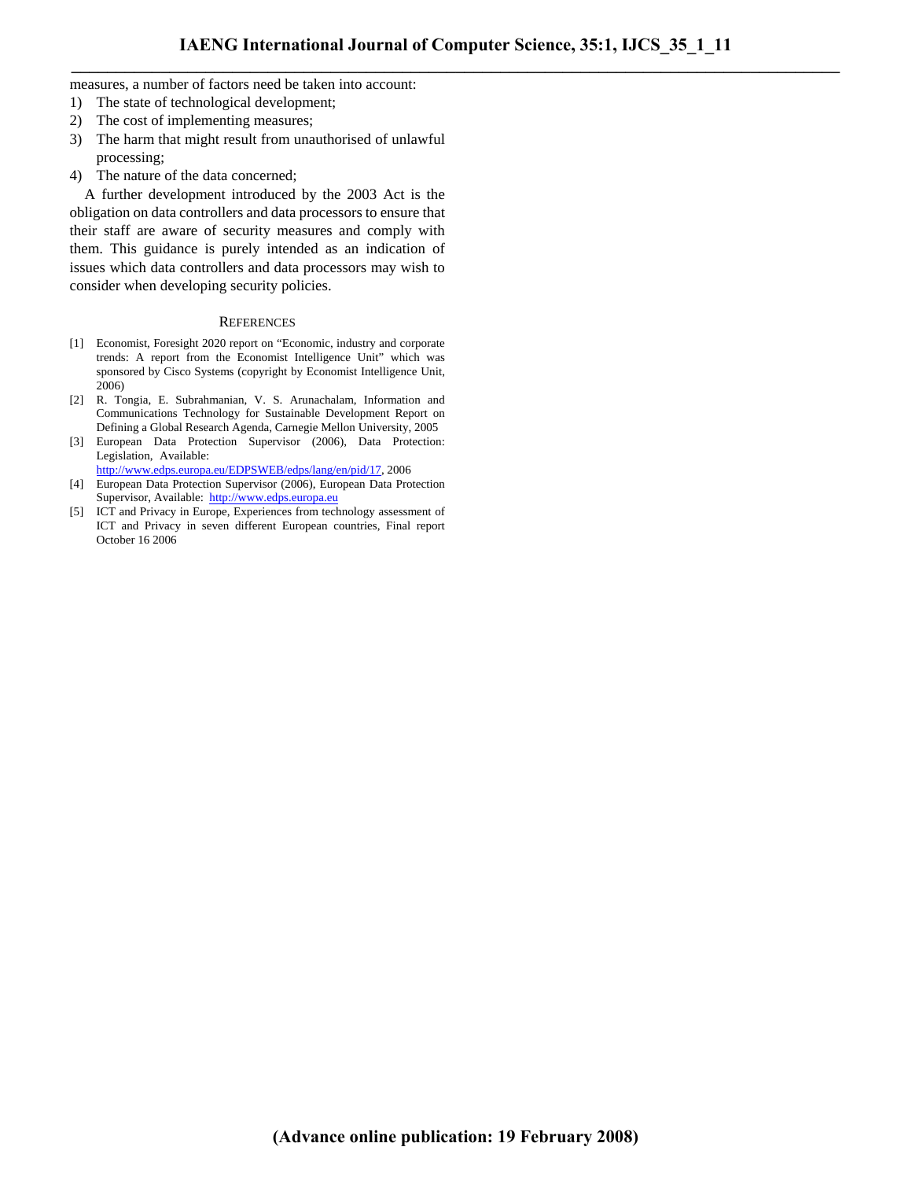measures, a number of factors need be taken into account:

1) The state of technological development;
2) The cost of implementing measures;
3) The harm that might result from unauthorised of unlawful processing;
4) The nature of the data concerned;

A further development introduced by the 2003 Act is the obligation on data controllers and data processors to ensure that their staff are aware of security measures and comply with them. This guidance is purely intended as an indication of issues which data controllers and data processors may wish to consider when developing security policies.

## References

[1] Economist, Foresight 2020 report on "Economic, industry and corporate trends: A report from the Economist Intelligence Unit" which was sponsored by Cisco Systems (copyright by Economist Intelligence Unit, 2006)

[2] R. Tongia, E. Subrahmanian, V. S. Arunachalam, Information and Communications Technology for Sustainable Development Report on Defining a Global Research Agenda, Carnegie Mellon University, 2005

[3] European Data Protection Supervisor (2006), Data Protection: Legislation, Available: http://www.edps.europa.eu/EDPSWEB/edps/lang/en/pid/17, 2006

[4] European Data Protection Supervisor (2006), European Data Protection Supervisor, Available: http://www.edps.europa.eu

[5] ICT and Privacy in Europe, Experiences from technology assessment of ICT and Privacy in seven different European countries, Final report October 16 2006